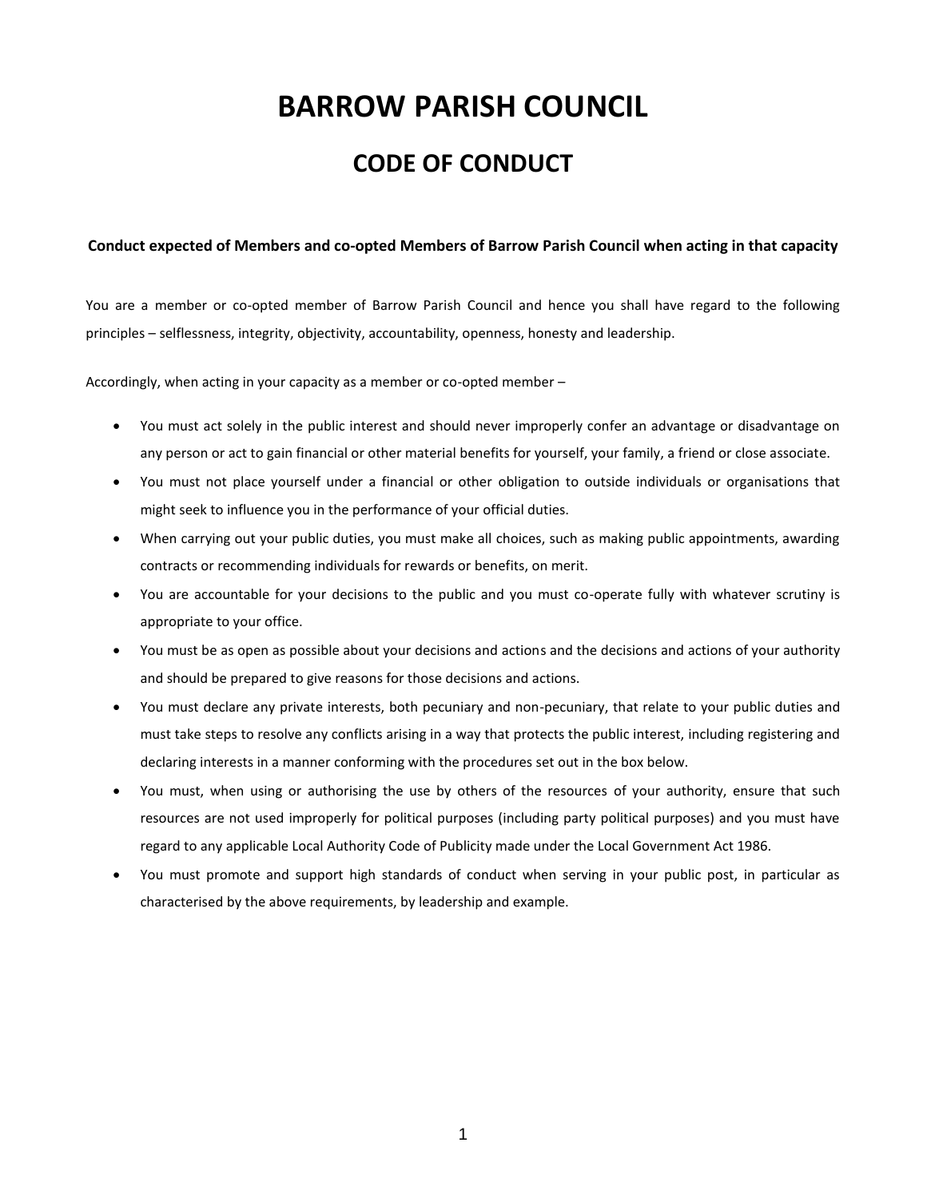# BARROW PARISH COUNCIL

## CODE OF CONDUCT

**Conduct expected of Members and co-opted Members of Barrow Parish Council when acting in that capacity**

You are a member or co-opted member of Barrow Parish Council and hence you shall have regard to the following principles – selflessness, integrity, objectivity, accountability, openness, honesty and leadership.

Accordingly, when acting in your capacity as a member or co-opted member –

- You must act solely in the public interest and should never improperly confer an advantage or disadvantage on any person or act to gain financial or other material benefits for yourself, your family, a friend or close associate.
- You must not place yourself under a financial or other obligation to outside individuals or organisations that might seek to influence you in the performance of your official duties.
- When carrying out your public duties, you must make all choices, such as making public appointments, awarding contracts or recommending individuals for rewards or benefits, on merit.
- You are accountable for your decisions to the public and you must co-operate fully with whatever scrutiny is appropriate to your office.
- You must be as open as possible about your decisions and actions and the decisions and actions of your authority and should be prepared to give reasons for those decisions and actions.
- You must declare any private interests, both pecuniary and non-pecuniary, that relate to your public duties and must take steps to resolve any conflicts arising in a way that protects the public interest, including registering and declaring interests in a manner conforming with the procedures set out in the box below.
- You must, when using or authorising the use by others of the resources of your authority, ensure that such resources are not used improperly for political purposes (including party political purposes) and you must have regard to any applicable Local Authority Code of Publicity made under the Local Government Act 1986.
- You must promote and support high standards of conduct when serving in your public post, in particular as characterised by the above requirements, by leadership and example.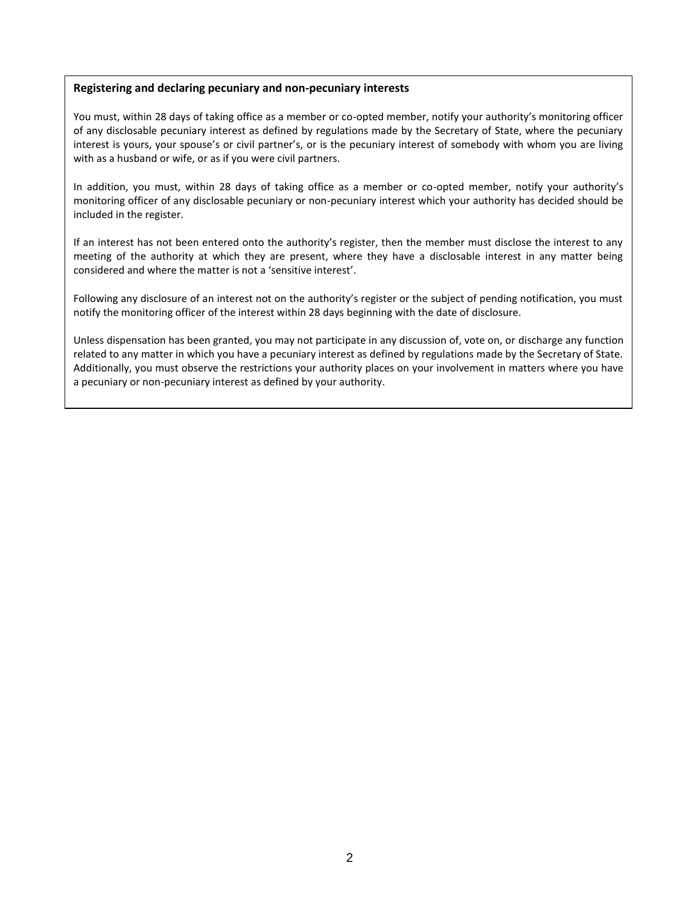**Registering and declaring pecuniary and non-pecuniary interests**

You must, within 28 days of taking office as a member or co-opted member, notify your authority's monitoring officer of any disclosable pecuniary interest as defined by regulations made by the Secretary of State, where the pecuniary interest is yours, your spouse's or civil partner's, or is the pecuniary interest of somebody with whom you are living with as a husband or wife, or as if you were civil partners.

In addition, you must, within 28 days of taking office as a member or co-opted member, notify your authority's monitoring officer of any disclosable pecuniary or non-pecuniary interest which your authority has decided should be included in the register.

If an interest has not been entered onto the authority's register, then the member must disclose the interest to any meeting of the authority at which they are present, where they have a disclosable interest in any matter being considered and where the matter is not a 'sensitive interest'.

Following any disclosure of an interest not on the authority's register or the subject of pending notification, you must notify the monitoring officer of the interest within 28 days beginning with the date of disclosure.

Unless dispensation has been granted, you may not participate in any discussion of, vote on, or discharge any function related to any matter in which you have a pecuniary interest as defined by regulations made by the Secretary of State. Additionally, you must observe the restrictions your authority places on your involvement in matters where you have a pecuniary or non-pecuniary interest as defined by your authority.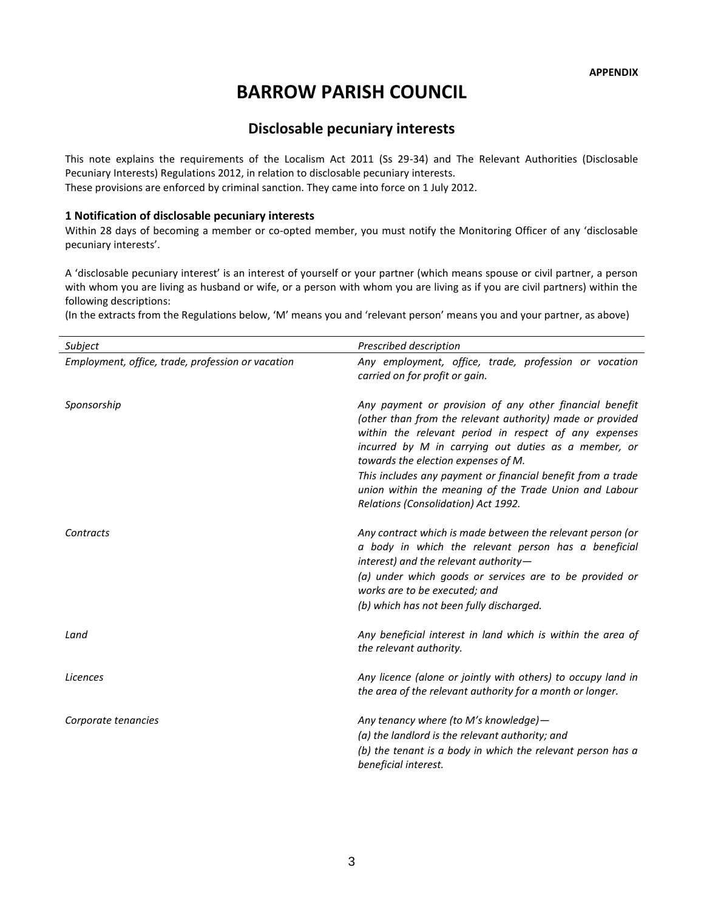APPENDIX

# BARROW PARISH COUNCIL

## Disclosable pecuniary interests

This note explains the requirements of the Localism Act 2011 (Ss 29-34) and The Relevant Authorities (Disclosable Pecuniary Interests) Regulations 2012, in relation to disclosable pecuniary interests.
These provisions are enforced by criminal sanction. They came into force on 1 July 2012.

### 1 Notification of disclosable pecuniary interests

Within 28 days of becoming a member or co-opted member, you must notify the Monitoring Officer of any 'disclosable pecuniary interests'.

A 'disclosable pecuniary interest' is an interest of yourself or your partner (which means spouse or civil partner, a person with whom you are living as husband or wife, or a person with whom you are living as if you are civil partners) within the following descriptions:
(In the extracts from the Regulations below, 'M' means you and 'relevant person' means you and your partner, as above)

| *Subject* | *Prescribed description* |
|---|---|
| *Employment, office, trade, profession or vacation* | *Any employment, office, trade, profession or vacation carried on for profit or gain.* |
| *Sponsorship* | *Any payment or provision of any other financial benefit (other than from the relevant authority) made or provided within the relevant period in respect of any expenses incurred by M in carrying out duties as a member, or towards the election expenses of M.*<br>*This includes any payment or financial benefit from a trade union within the meaning of the Trade Union and Labour Relations (Consolidation) Act 1992.* |
| *Contracts* | *Any contract which is made between the relevant person (or a body in which the relevant person has a beneficial interest) and the relevant authority—*<br>*(a) under which goods or services are to be provided or works are to be executed; and*<br>*(b) which has not been fully discharged.* |
| *Land* | *Any beneficial interest in land which is within the area of the relevant authority.* |
| *Licences* | *Any licence (alone or jointly with others) to occupy land in the area of the relevant authority for a month or longer.* |
| *Corporate tenancies* | *Any tenancy where (to M's knowledge)—*<br>*(a) the landlord is the relevant authority; and*<br>*(b) the tenant is a body in which the relevant person has a beneficial interest.* |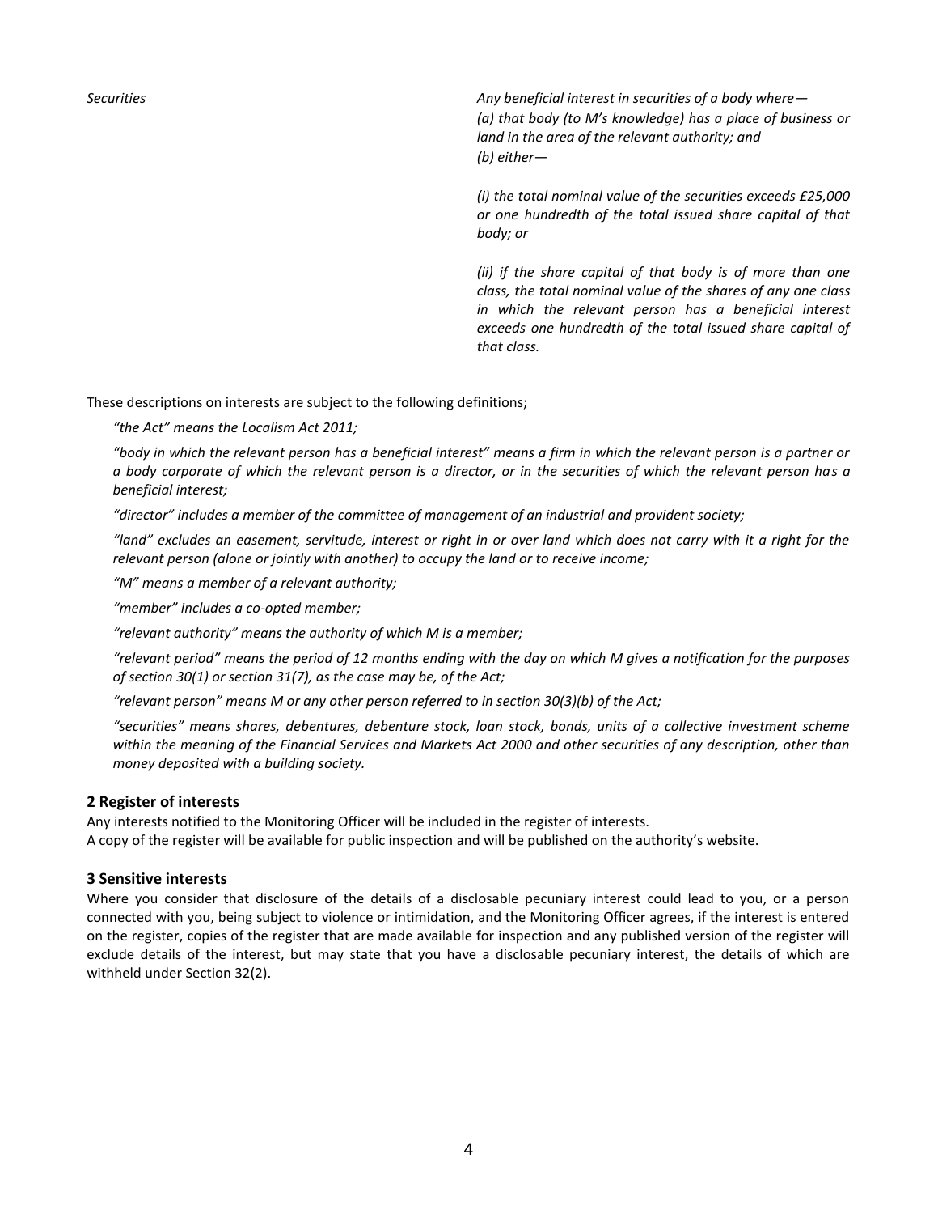| | |
|---|---|
| *Securities* | *Any beneficial interest in securities of a body where—*<br>*(a) that body (to M's knowledge) has a place of business or land in the area of the relevant authority; and*<br>*(b) either—*<br><br>*(i) the total nominal value of the securities exceeds £25,000 or one hundredth of the total issued share capital of that body; or*<br><br>*(ii) if the share capital of that body is of more than one class, the total nominal value of the shares of any one class in which the relevant person has a beneficial interest exceeds one hundredth of the total issued share capital of that class.* |

These descriptions on interests are subject to the following definitions;

*"the Act" means the Localism Act 2011;*

*"body in which the relevant person has a beneficial interest" means a firm in which the relevant person is a partner or a body corporate of which the relevant person is a director, or in the securities of which the relevant person has a beneficial interest;*

*"director" includes a member of the committee of management of an industrial and provident society;*

*"land" excludes an easement, servitude, interest or right in or over land which does not carry with it a right for the relevant person (alone or jointly with another) to occupy the land or to receive income;*

*"M" means a member of a relevant authority;*

*"member" includes a co-opted member;*

*"relevant authority" means the authority of which M is a member;*

*"relevant period" means the period of 12 months ending with the day on which M gives a notification for the purposes of section 30(1) or section 31(7), as the case may be, of the Act;*

*"relevant person" means M or any other person referred to in section 30(3)(b) of the Act;*

*"securities" means shares, debentures, debenture stock, loan stock, bonds, units of a collective investment scheme within the meaning of the Financial Services and Markets Act 2000 and other securities of any description, other than money deposited with a building society.*

### 2 Register of interests

Any interests notified to the Monitoring Officer will be included in the register of interests.
A copy of the register will be available for public inspection and will be published on the authority's website.

### 3 Sensitive interests

Where you consider that disclosure of the details of a disclosable pecuniary interest could lead to you, or a person connected with you, being subject to violence or intimidation, and the Monitoring Officer agrees, if the interest is entered on the register, copies of the register that are made available for inspection and any published version of the register will exclude details of the interest, but may state that you have a disclosable pecuniary interest, the details of which are withheld under Section 32(2).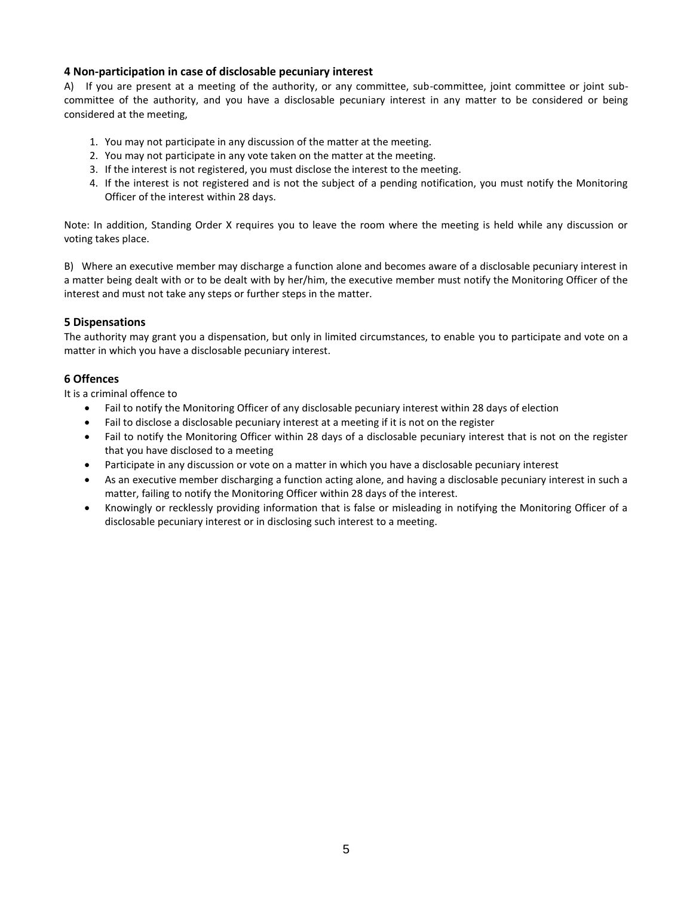### 4 Non-participation in case of disclosable pecuniary interest

A) If you are present at a meeting of the authority, or any committee, sub-committee, joint committee or joint sub-committee of the authority, and you have a disclosable pecuniary interest in any matter to be considered or being considered at the meeting,

1. You may not participate in any discussion of the matter at the meeting.
2. You may not participate in any vote taken on the matter at the meeting.
3. If the interest is not registered, you must disclose the interest to the meeting.
4. If the interest is not registered and is not the subject of a pending notification, you must notify the Monitoring Officer of the interest within 28 days.

Note: In addition, Standing Order X requires you to leave the room where the meeting is held while any discussion or voting takes place.

B) Where an executive member may discharge a function alone and becomes aware of a disclosable pecuniary interest in a matter being dealt with or to be dealt with by her/him, the executive member must notify the Monitoring Officer of the interest and must not take any steps or further steps in the matter.

### 5 Dispensations

The authority may grant you a dispensation, but only in limited circumstances, to enable you to participate and vote on a matter in which you have a disclosable pecuniary interest.

### 6 Offences

It is a criminal offence to

- Fail to notify the Monitoring Officer of any disclosable pecuniary interest within 28 days of election
- Fail to disclose a disclosable pecuniary interest at a meeting if it is not on the register
- Fail to notify the Monitoring Officer within 28 days of a disclosable pecuniary interest that is not on the register that you have disclosed to a meeting
- Participate in any discussion or vote on a matter in which you have a disclosable pecuniary interest
- As an executive member discharging a function acting alone, and having a disclosable pecuniary interest in such a matter, failing to notify the Monitoring Officer within 28 days of the interest.
- Knowingly or recklessly providing information that is false or misleading in notifying the Monitoring Officer of a disclosable pecuniary interest or in disclosing such interest to a meeting.